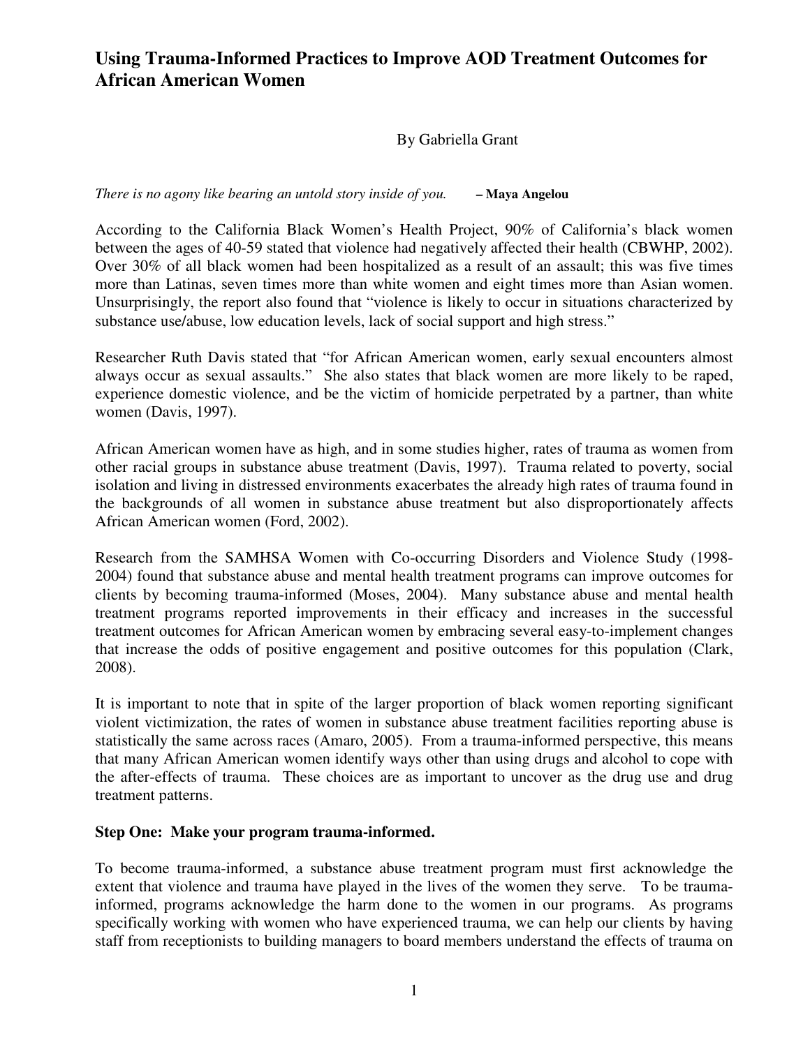# Using Trauma-Informed Practices to Improve AOD Treatment Outcomes for African American Women

By Gabriella Grant

*There is no agony like bearing an untold story inside of you.* **– Maya Angelou**

According to the California Black Women's Health Project, 90% of California's black women between the ages of 40-59 stated that violence had negatively affected their health (CBWHP, 2002). Over 30% of all black women had been hospitalized as a result of an assault; this was five times more than Latinas, seven times more than white women and eight times more than Asian women. Unsurprisingly, the report also found that "violence is likely to occur in situations characterized by substance use/abuse, low education levels, lack of social support and high stress."

Researcher Ruth Davis stated that "for African American women, early sexual encounters almost always occur as sexual assaults." She also states that black women are more likely to be raped, experience domestic violence, and be the victim of homicide perpetrated by a partner, than white women (Davis, 1997).

African American women have as high, and in some studies higher, rates of trauma as women from other racial groups in substance abuse treatment (Davis, 1997). Trauma related to poverty, social isolation and living in distressed environments exacerbates the already high rates of trauma found in the backgrounds of all women in substance abuse treatment but also disproportionately affects African American women (Ford, 2002).

Research from the SAMHSA Women with Co-occurring Disorders and Violence Study (1998-2004) found that substance abuse and mental health treatment programs can improve outcomes for clients by becoming trauma-informed (Moses, 2004). Many substance abuse and mental health treatment programs reported improvements in their efficacy and increases in the successful treatment outcomes for African American women by embracing several easy-to-implement changes that increase the odds of positive engagement and positive outcomes for this population (Clark, 2008).

It is important to note that in spite of the larger proportion of black women reporting significant violent victimization, the rates of women in substance abuse treatment facilities reporting abuse is statistically the same across races (Amaro, 2005). From a trauma-informed perspective, this means that many African American women identify ways other than using drugs and alcohol to cope with the after-effects of trauma. These choices are as important to uncover as the drug use and drug treatment patterns.

**Step One: Make your program trauma-informed.**

To become trauma-informed, a substance abuse treatment program must first acknowledge the extent that violence and trauma have played in the lives of the women they serve. To be trauma-informed, programs acknowledge the harm done to the women in our programs. As programs specifically working with women who have experienced trauma, we can help our clients by having staff from receptionists to building managers to board members understand the effects of trauma on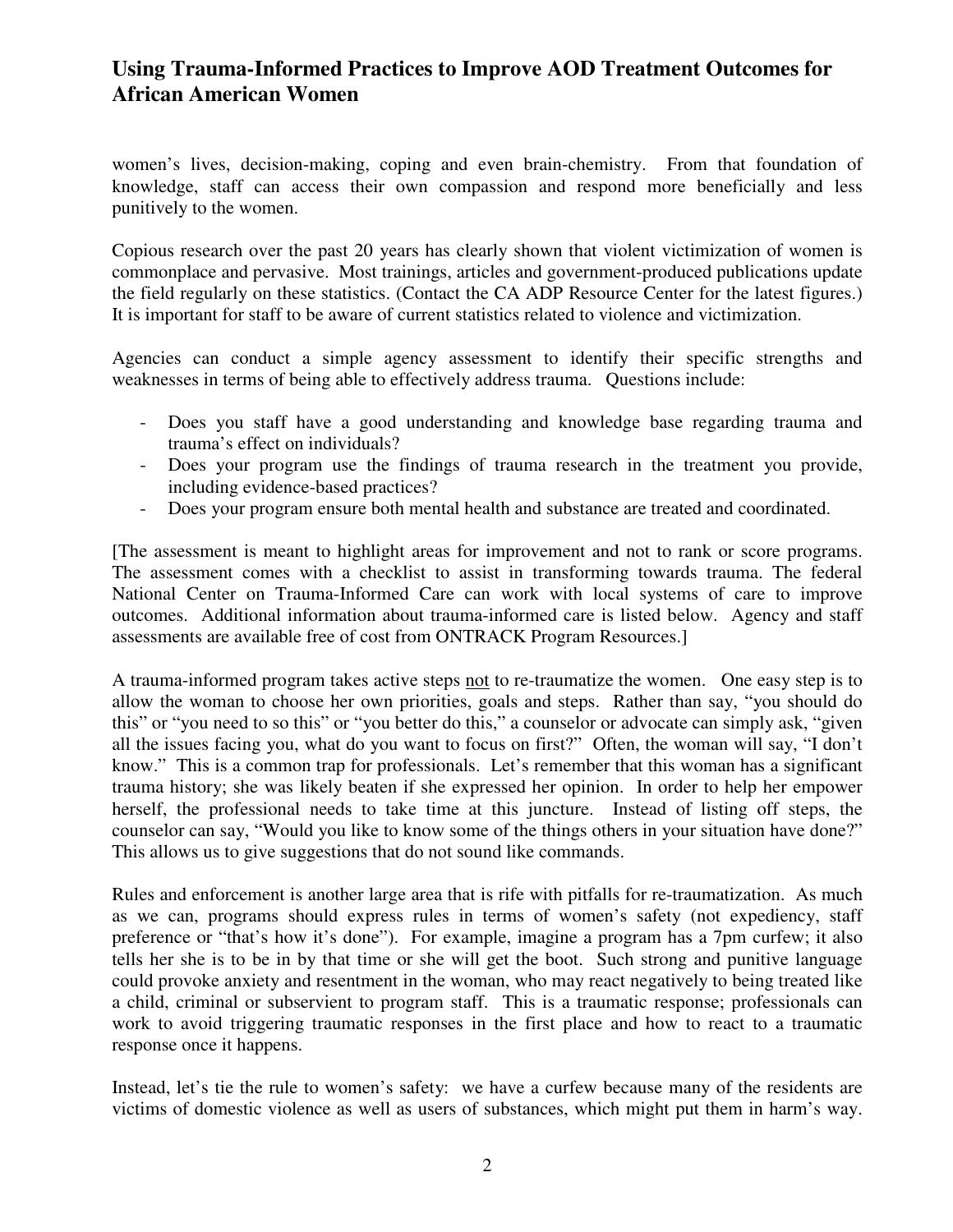women's lives, decision-making, coping and even brain-chemistry. From that foundation of knowledge, staff can access their own compassion and respond more beneficially and less punitively to the women.

Copious research over the past 20 years has clearly shown that violent victimization of women is commonplace and pervasive. Most trainings, articles and government-produced publications update the field regularly on these statistics. (Contact the CA ADP Resource Center for the latest figures.) It is important for staff to be aware of current statistics related to violence and victimization.

Agencies can conduct a simple agency assessment to identify their specific strengths and weaknesses in terms of being able to effectively address trauma. Questions include:

- Does you staff have a good understanding and knowledge base regarding trauma and trauma's effect on individuals?
- Does your program use the findings of trauma research in the treatment you provide, including evidence-based practices?
- Does your program ensure both mental health and substance are treated and coordinated.

[The assessment is meant to highlight areas for improvement and not to rank or score programs. The assessment comes with a checklist to assist in transforming towards trauma. The federal National Center on Trauma-Informed Care can work with local systems of care to improve outcomes. Additional information about trauma-informed care is listed below. Agency and staff assessments are available free of cost from ONTRACK Program Resources.]

A trauma-informed program takes active steps <u>not</u> to re-traumatize the women. One easy step is to allow the woman to choose her own priorities, goals and steps. Rather than say, "you should do this" or "you need to so this" or "you better do this," a counselor or advocate can simply ask, "given all the issues facing you, what do you want to focus on first?" Often, the woman will say, "I don't know." This is a common trap for professionals. Let's remember that this woman has a significant trauma history; she was likely beaten if she expressed her opinion. In order to help her empower herself, the professional needs to take time at this juncture. Instead of listing off steps, the counselor can say, "Would you like to know some of the things others in your situation have done?" This allows us to give suggestions that do not sound like commands.

Rules and enforcement is another large area that is rife with pitfalls for re-traumatization. As much as we can, programs should express rules in terms of women's safety (not expediency, staff preference or "that's how it's done"). For example, imagine a program has a 7pm curfew; it also tells her she is to be in by that time or she will get the boot. Such strong and punitive language could provoke anxiety and resentment in the woman, who may react negatively to being treated like a child, criminal or subservient to program staff. This is a traumatic response; professionals can work to avoid triggering traumatic responses in the first place and how to react to a traumatic response once it happens.

Instead, let's tie the rule to women's safety: we have a curfew because many of the residents are victims of domestic violence as well as users of substances, which might put them in harm's way.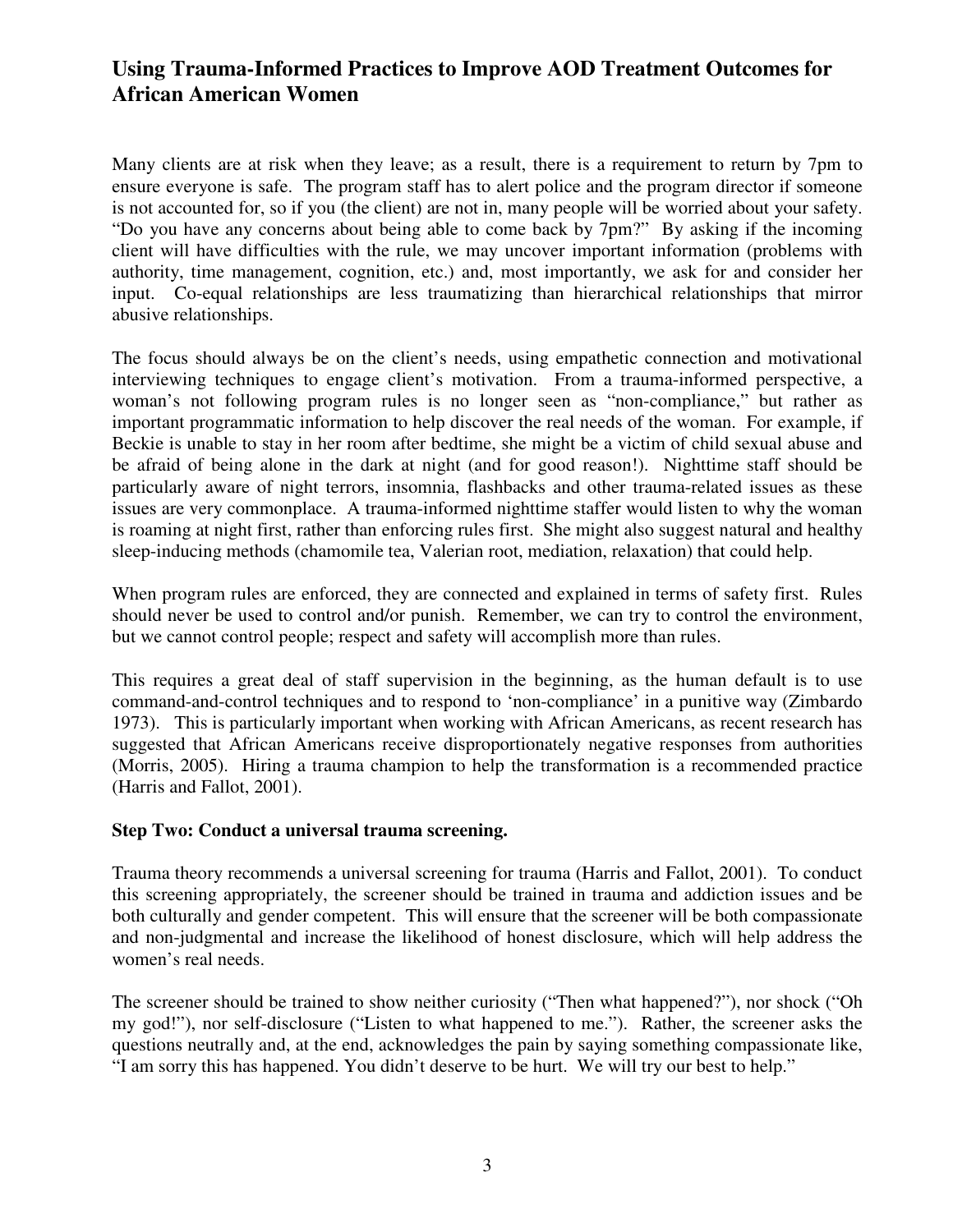Many clients are at risk when they leave; as a result, there is a requirement to return by 7pm to ensure everyone is safe. The program staff has to alert police and the program director if someone is not accounted for, so if you (the client) are not in, many people will be worried about your safety. "Do you have any concerns about being able to come back by 7pm?" By asking if the incoming client will have difficulties with the rule, we may uncover important information (problems with authority, time management, cognition, etc.) and, most importantly, we ask for and consider her input. Co-equal relationships are less traumatizing than hierarchical relationships that mirror abusive relationships.

The focus should always be on the client's needs, using empathetic connection and motivational interviewing techniques to engage client's motivation. From a trauma-informed perspective, a woman's not following program rules is no longer seen as "non-compliance," but rather as important programmatic information to help discover the real needs of the woman. For example, if Beckie is unable to stay in her room after bedtime, she might be a victim of child sexual abuse and be afraid of being alone in the dark at night (and for good reason!). Nighttime staff should be particularly aware of night terrors, insomnia, flashbacks and other trauma-related issues as these issues are very commonplace. A trauma-informed nighttime staffer would listen to why the woman is roaming at night first, rather than enforcing rules first. She might also suggest natural and healthy sleep-inducing methods (chamomile tea, Valerian root, mediation, relaxation) that could help.

When program rules are enforced, they are connected and explained in terms of safety first. Rules should never be used to control and/or punish. Remember, we can try to control the environment, but we cannot control people; respect and safety will accomplish more than rules.

This requires a great deal of staff supervision in the beginning, as the human default is to use command-and-control techniques and to respond to 'non-compliance' in a punitive way (Zimbardo 1973). This is particularly important when working with African Americans, as recent research has suggested that African Americans receive disproportionately negative responses from authorities (Morris, 2005). Hiring a trauma champion to help the transformation is a recommended practice (Harris and Fallot, 2001).

**Step Two: Conduct a universal trauma screening.**

Trauma theory recommends a universal screening for trauma (Harris and Fallot, 2001). To conduct this screening appropriately, the screener should be trained in trauma and addiction issues and be both culturally and gender competent. This will ensure that the screener will be both compassionate and non-judgmental and increase the likelihood of honest disclosure, which will help address the women's real needs.

The screener should be trained to show neither curiosity ("Then what happened?"), nor shock ("Oh my god!"), nor self-disclosure ("Listen to what happened to me."). Rather, the screener asks the questions neutrally and, at the end, acknowledges the pain by saying something compassionate like, "I am sorry this has happened. You didn't deserve to be hurt. We will try our best to help."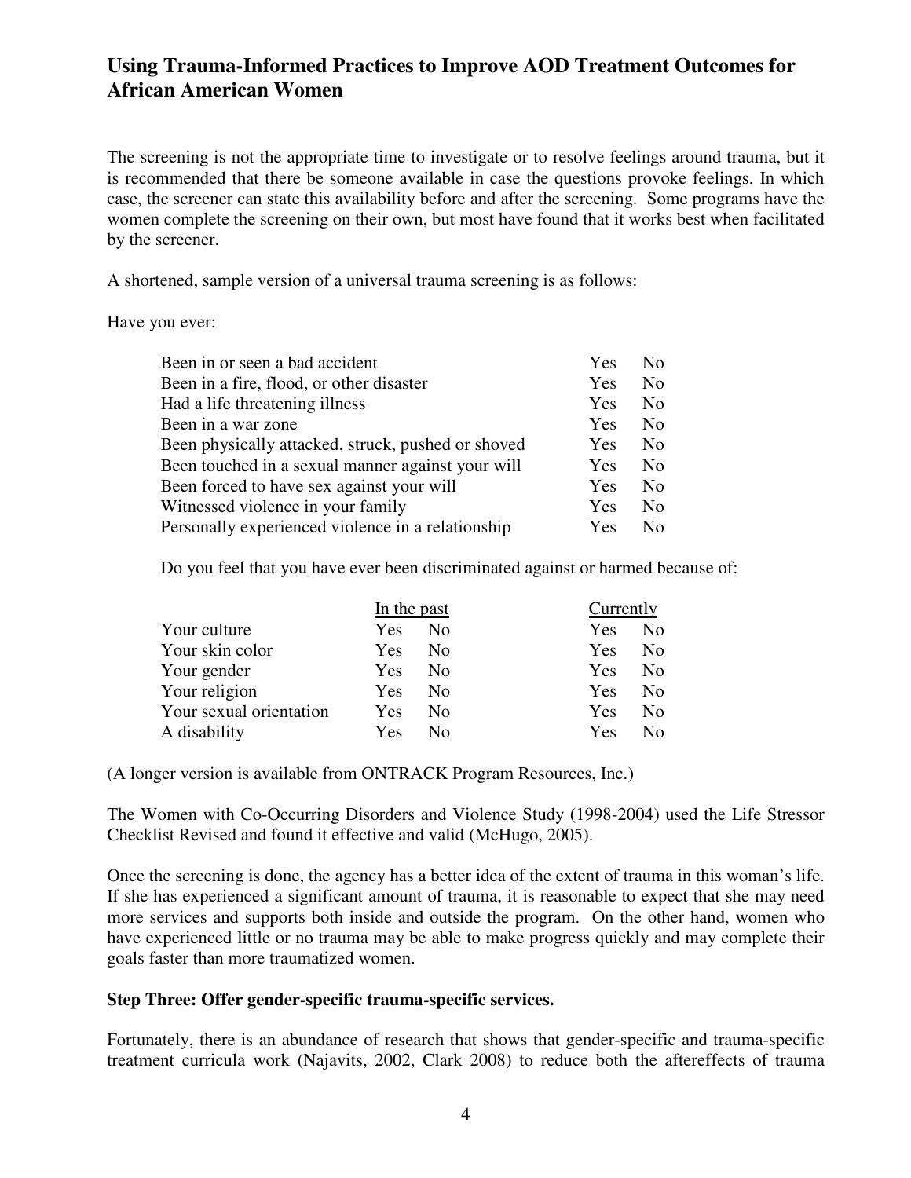The screening is not the appropriate time to investigate or to resolve feelings around trauma, but it is recommended that there be someone available in case the questions provoke feelings. In which case, the screener can state this availability before and after the screening. Some programs have the women complete the screening on their own, but most have found that it works best when facilitated by the screener.

A shortened, sample version of a universal trauma screening is as follows:

Have you ever:

| | | |
|---|---|---|
| Been in or seen a bad accident | Yes | No |
| Been in a fire, flood, or other disaster | Yes | No |
| Had a life threatening illness | Yes | No |
| Been in a war zone | Yes | No |
| Been physically attacked, struck, pushed or shoved | Yes | No |
| Been touched in a sexual manner against your will | Yes | No |
| Been forced to have sex against your will | Yes | No |
| Witnessed violence in your family | Yes | No |
| Personally experienced violence in a relationship | Yes | No |

Do you feel that you have ever been discriminated against or harmed because of:

| | In the past | | Currently | |
|---|---|---|---|---|
| Your culture | Yes | No | Yes | No |
| Your skin color | Yes | No | Yes | No |
| Your gender | Yes | No | Yes | No |
| Your religion | Yes | No | Yes | No |
| Your sexual orientation | Yes | No | Yes | No |
| A disability | Yes | No | Yes | No |

(A longer version is available from ONTRACK Program Resources, Inc.)

The Women with Co-Occurring Disorders and Violence Study (1998-2004) used the Life Stressor Checklist Revised and found it effective and valid (McHugo, 2005).

Once the screening is done, the agency has a better idea of the extent of trauma in this woman's life. If she has experienced a significant amount of trauma, it is reasonable to expect that she may need more services and supports both inside and outside the program. On the other hand, women who have experienced little or no trauma may be able to make progress quickly and may complete their goals faster than more traumatized women.

**Step Three: Offer gender-specific trauma-specific services.**

Fortunately, there is an abundance of research that shows that gender-specific and trauma-specific treatment curricula work (Najavits, 2002, Clark 2008) to reduce both the aftereffects of trauma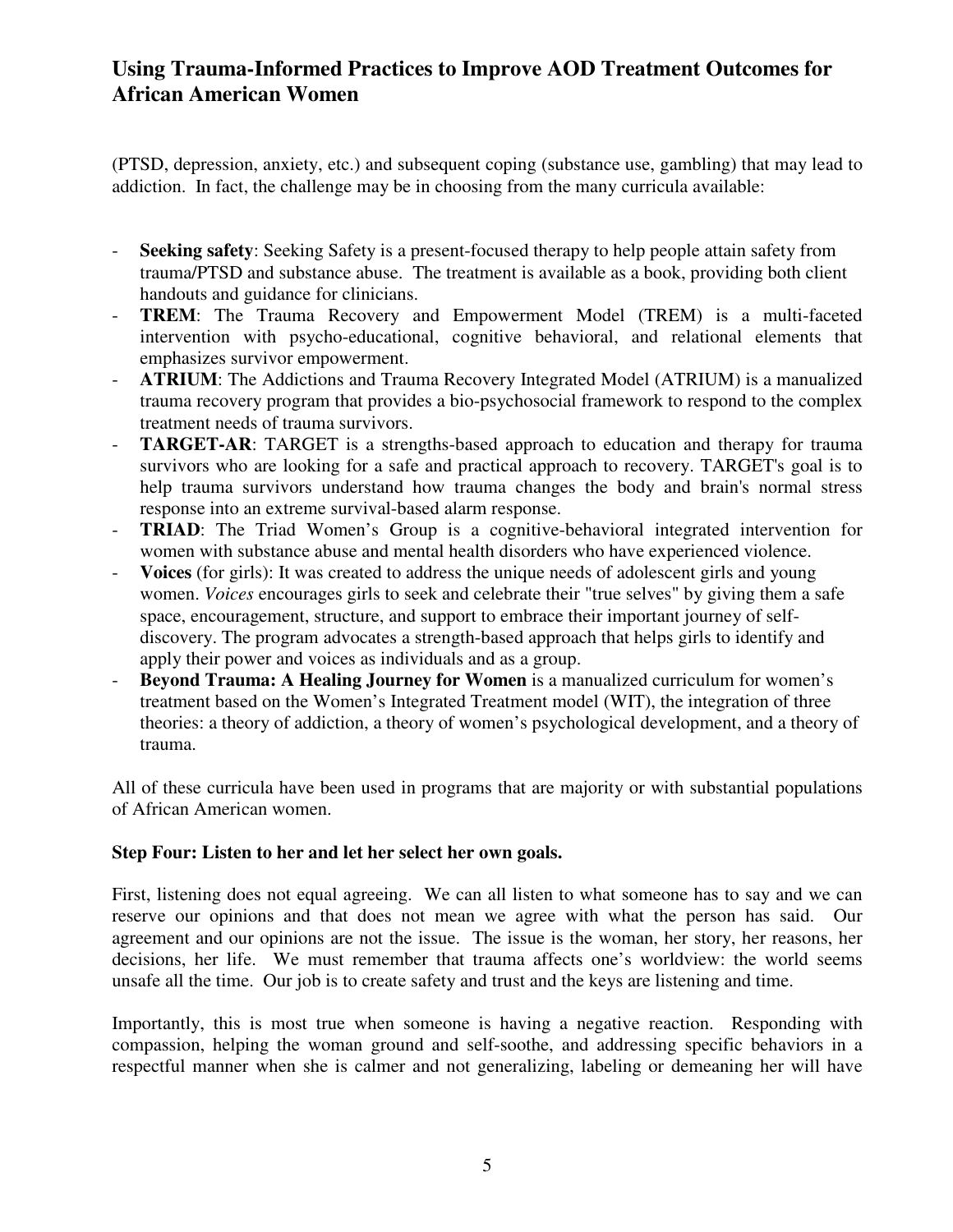(PTSD, depression, anxiety, etc.) and subsequent coping (substance use, gambling) that may lead to addiction. In fact, the challenge may be in choosing from the many curricula available:

- **Seeking safety**: Seeking Safety is a present-focused therapy to help people attain safety from trauma/PTSD and substance abuse. The treatment is available as a book, providing both client handouts and guidance for clinicians.
- **TREM**: The Trauma Recovery and Empowerment Model (TREM) is a multi-faceted intervention with psycho-educational, cognitive behavioral, and relational elements that emphasizes survivor empowerment.
- **ATRIUM**: The Addictions and Trauma Recovery Integrated Model (ATRIUM) is a manualized trauma recovery program that provides a bio-psychosocial framework to respond to the complex treatment needs of trauma survivors.
- **TARGET-AR**: TARGET is a strengths-based approach to education and therapy for trauma survivors who are looking for a safe and practical approach to recovery. TARGET's goal is to help trauma survivors understand how trauma changes the body and brain's normal stress response into an extreme survival-based alarm response.
- **TRIAD**: The Triad Women's Group is a cognitive-behavioral integrated intervention for women with substance abuse and mental health disorders who have experienced violence.
- **Voices** (for girls): It was created to address the unique needs of adolescent girls and young women. *Voices* encourages girls to seek and celebrate their "true selves" by giving them a safe space, encouragement, structure, and support to embrace their important journey of self-discovery. The program advocates a strength-based approach that helps girls to identify and apply their power and voices as individuals and as a group.
- **Beyond Trauma: A Healing Journey for Women** is a manualized curriculum for women's treatment based on the Women's Integrated Treatment model (WIT), the integration of three theories: a theory of addiction, a theory of women's psychological development, and a theory of trauma.

All of these curricula have been used in programs that are majority or with substantial populations of African American women.

**Step Four: Listen to her and let her select her own goals.**

First, listening does not equal agreeing. We can all listen to what someone has to say and we can reserve our opinions and that does not mean we agree with what the person has said. Our agreement and our opinions are not the issue. The issue is the woman, her story, her reasons, her decisions, her life. We must remember that trauma affects one's worldview: the world seems unsafe all the time. Our job is to create safety and trust and the keys are listening and time.

Importantly, this is most true when someone is having a negative reaction. Responding with compassion, helping the woman ground and self-soothe, and addressing specific behaviors in a respectful manner when she is calmer and not generalizing, labeling or demeaning her will have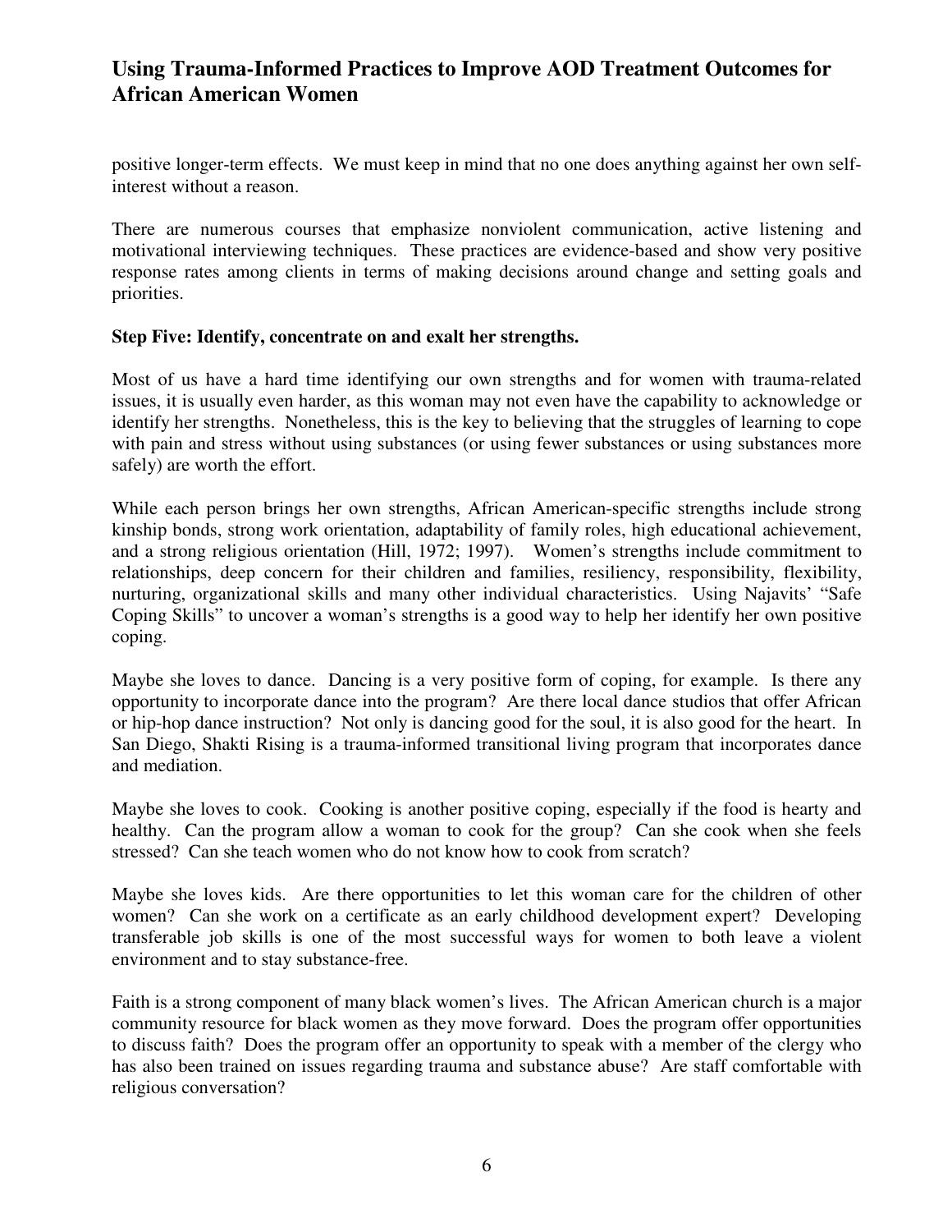positive longer-term effects. We must keep in mind that no one does anything against her own self-interest without a reason.

There are numerous courses that emphasize nonviolent communication, active listening and motivational interviewing techniques. These practices are evidence-based and show very positive response rates among clients in terms of making decisions around change and setting goals and priorities.

**Step Five: Identify, concentrate on and exalt her strengths.**

Most of us have a hard time identifying our own strengths and for women with trauma-related issues, it is usually even harder, as this woman may not even have the capability to acknowledge or identify her strengths. Nonetheless, this is the key to believing that the struggles of learning to cope with pain and stress without using substances (or using fewer substances or using substances more safely) are worth the effort.

While each person brings her own strengths, African American-specific strengths include strong kinship bonds, strong work orientation, adaptability of family roles, high educational achievement, and a strong religious orientation (Hill, 1972; 1997). Women's strengths include commitment to relationships, deep concern for their children and families, resiliency, responsibility, flexibility, nurturing, organizational skills and many other individual characteristics. Using Najavits' "Safe Coping Skills" to uncover a woman's strengths is a good way to help her identify her own positive coping.

Maybe she loves to dance. Dancing is a very positive form of coping, for example. Is there any opportunity to incorporate dance into the program? Are there local dance studios that offer African or hip-hop dance instruction? Not only is dancing good for the soul, it is also good for the heart. In San Diego, Shakti Rising is a trauma-informed transitional living program that incorporates dance and mediation.

Maybe she loves to cook. Cooking is another positive coping, especially if the food is hearty and healthy. Can the program allow a woman to cook for the group? Can she cook when she feels stressed? Can she teach women who do not know how to cook from scratch?

Maybe she loves kids. Are there opportunities to let this woman care for the children of other women? Can she work on a certificate as an early childhood development expert? Developing transferable job skills is one of the most successful ways for women to both leave a violent environment and to stay substance-free.

Faith is a strong component of many black women's lives. The African American church is a major community resource for black women as they move forward. Does the program offer opportunities to discuss faith? Does the program offer an opportunity to speak with a member of the clergy who has also been trained on issues regarding trauma and substance abuse? Are staff comfortable with religious conversation?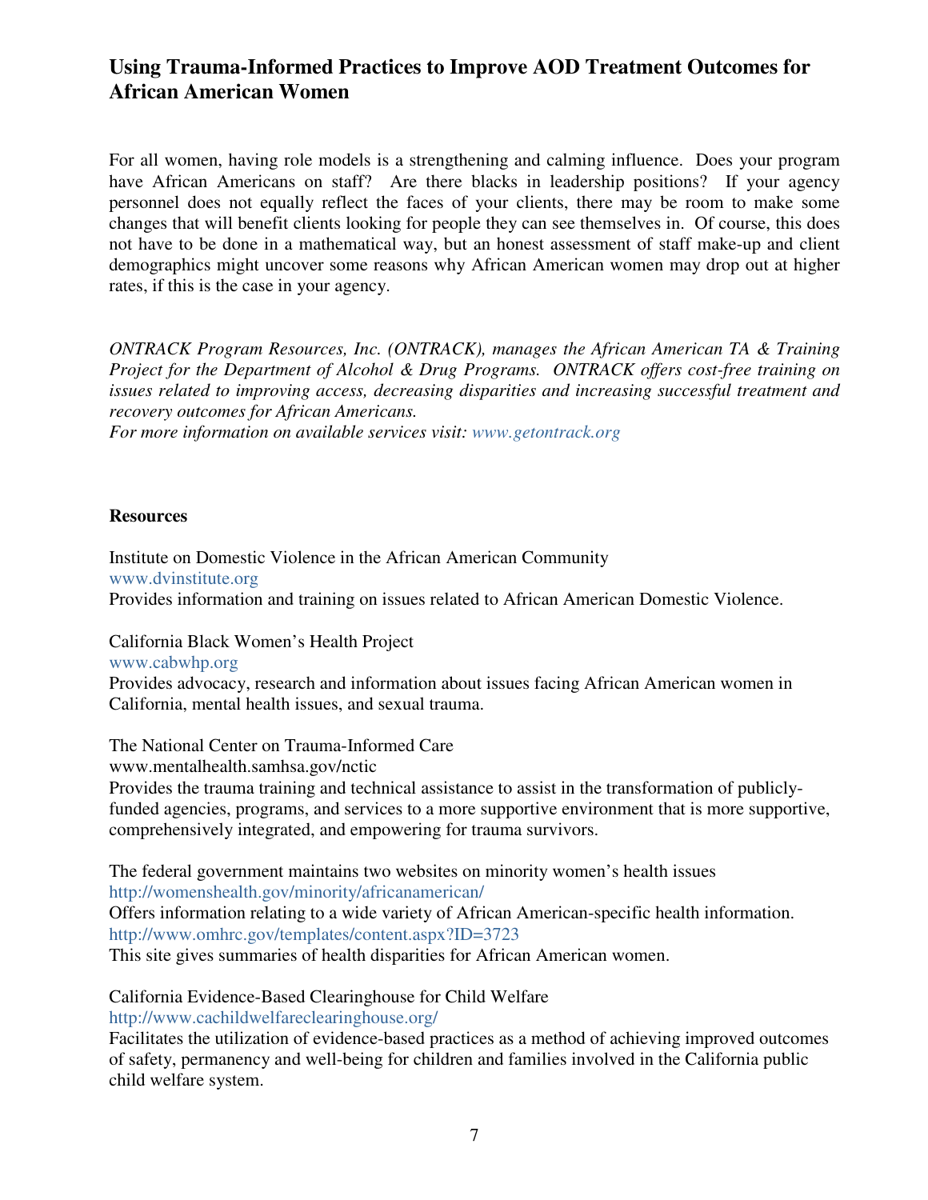## Using Trauma-Informed Practices to Improve AOD Treatment Outcomes for African American Women

For all women, having role models is a strengthening and calming influence. Does your program have African Americans on staff? Are there blacks in leadership positions? If your agency personnel does not equally reflect the faces of your clients, there may be room to make some changes that will benefit clients looking for people they can see themselves in. Of course, this does not have to be done in a mathematical way, but an honest assessment of staff make-up and client demographics might uncover some reasons why African American women may drop out at higher rates, if this is the case in your agency.

*ONTRACK Program Resources, Inc. (ONTRACK), manages the African American TA & Training Project for the Department of Alcohol & Drug Programs. ONTRACK offers cost-free training on issues related to improving access, decreasing disparities and increasing successful treatment and recovery outcomes for African Americans.*
*For more information on available services visit: www.getontrack.org*

**Resources**

Institute on Domestic Violence in the African American Community
www.dvinstitute.org
Provides information and training on issues related to African American Domestic Violence.

California Black Women's Health Project
www.cabwhp.org
Provides advocacy, research and information about issues facing African American women in California, mental health issues, and sexual trauma.

The National Center on Trauma-Informed Care
www.mentalhealth.samhsa.gov/nctic
Provides the trauma training and technical assistance to assist in the transformation of publicly-funded agencies, programs, and services to a more supportive environment that is more supportive, comprehensively integrated, and empowering for trauma survivors.

The federal government maintains two websites on minority women's health issues
http://womenshealth.gov/minority/africanamerican/
Offers information relating to a wide variety of African American-specific health information.
http://www.omhrc.gov/templates/content.aspx?ID=3723
This site gives summaries of health disparities for African American women.

California Evidence-Based Clearinghouse for Child Welfare
http://www.cachildwelfareclearinghouse.org/
Facilitates the utilization of evidence-based practices as a method of achieving improved outcomes of safety, permanency and well-being for children and families involved in the California public child welfare system.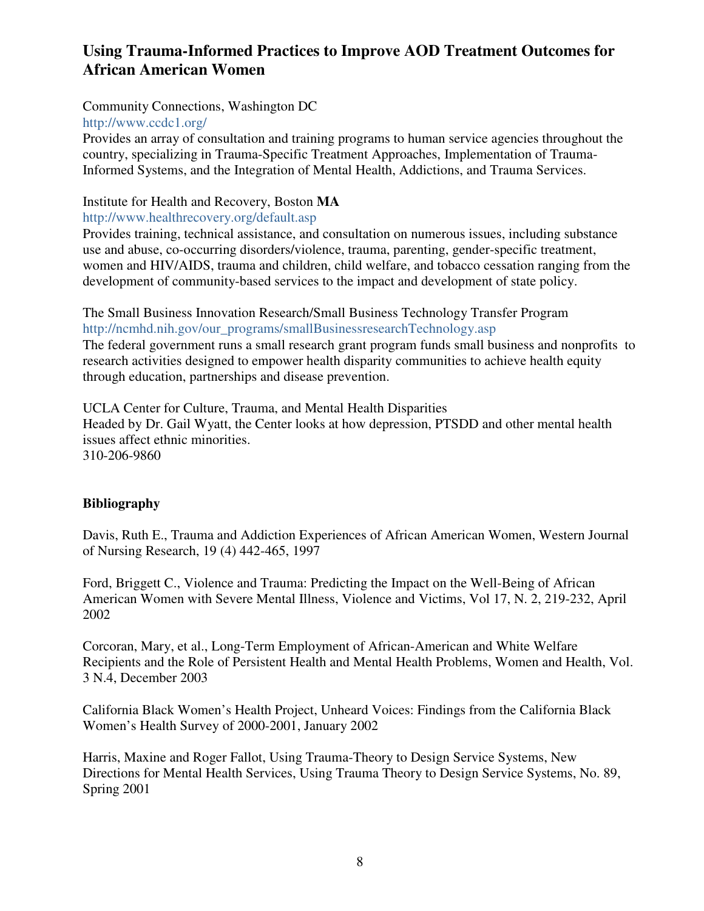## Using Trauma-Informed Practices to Improve AOD Treatment Outcomes for African American Women

Community Connections, Washington DC
http://www.ccdc1.org/
Provides an array of consultation and training programs to human service agencies throughout the country, specializing in Trauma-Specific Treatment Approaches, Implementation of Trauma-Informed Systems, and the Integration of Mental Health, Addictions, and Trauma Services.

Institute for Health and Recovery, Boston **MA**
http://www.healthrecovery.org/default.asp
Provides training, technical assistance, and consultation on numerous issues, including substance use and abuse, co-occurring disorders/violence, trauma, parenting, gender-specific treatment, women and HIV/AIDS, trauma and children, child welfare, and tobacco cessation ranging from the development of community-based services to the impact and development of state policy.

The Small Business Innovation Research/Small Business Technology Transfer Program
http://ncmhd.nih.gov/our_programs/smallBusinessresearchTechnology.asp
The federal government runs a small research grant program funds small business and nonprofits to research activities designed to empower health disparity communities to achieve health equity through education, partnerships and disease prevention.

UCLA Center for Culture, Trauma, and Mental Health Disparities
Headed by Dr. Gail Wyatt, the Center looks at how depression, PTSDD and other mental health issues affect ethnic minorities.
310-206-9860

**Bibliography**

Davis, Ruth E., Trauma and Addiction Experiences of African American Women, Western Journal of Nursing Research, 19 (4) 442-465, 1997

Ford, Briggett C., Violence and Trauma: Predicting the Impact on the Well-Being of African American Women with Severe Mental Illness, Violence and Victims, Vol 17, N. 2, 219-232, April 2002

Corcoran, Mary, et al., Long-Term Employment of African-American and White Welfare Recipients and the Role of Persistent Health and Mental Health Problems, Women and Health, Vol. 3 N.4, December 2003

California Black Women's Health Project, Unheard Voices: Findings from the California Black Women's Health Survey of 2000-2001, January 2002

Harris, Maxine and Roger Fallot, Using Trauma-Theory to Design Service Systems, New Directions for Mental Health Services, Using Trauma Theory to Design Service Systems, No. 89, Spring 2001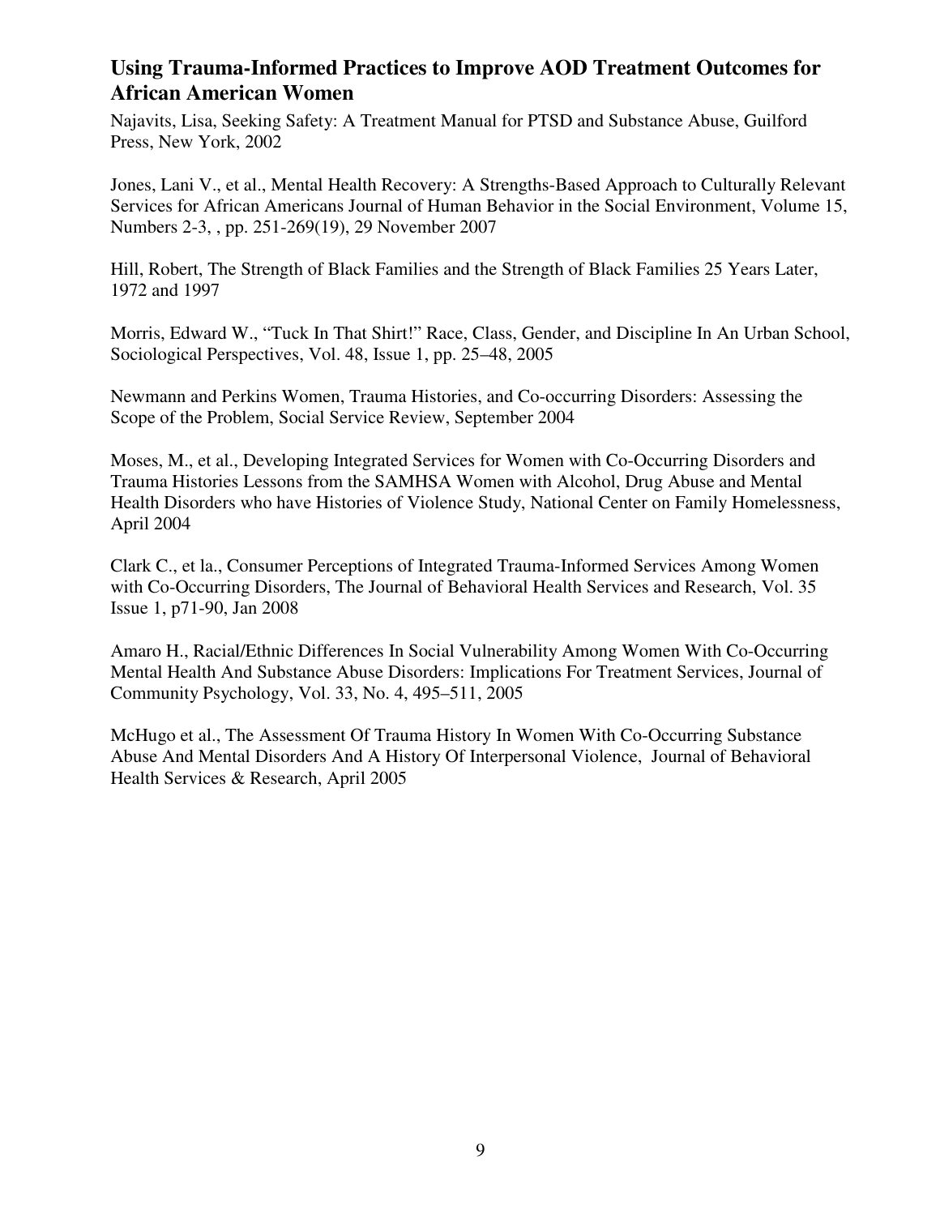## Using Trauma-Informed Practices to Improve AOD Treatment Outcomes for African American Women

Najavits, Lisa, Seeking Safety: A Treatment Manual for PTSD and Substance Abuse, Guilford Press, New York, 2002

Jones, Lani V., et al., Mental Health Recovery: A Strengths-Based Approach to Culturally Relevant Services for African Americans Journal of Human Behavior in the Social Environment, Volume 15, Numbers 2-3, , pp. 251-269(19), 29 November 2007

Hill, Robert, The Strength of Black Families and the Strength of Black Families 25 Years Later, 1972 and 1997

Morris, Edward W., "Tuck In That Shirt!" Race, Class, Gender, and Discipline In An Urban School, Sociological Perspectives, Vol. 48, Issue 1, pp. 25–48, 2005

Newmann and Perkins Women, Trauma Histories, and Co-occurring Disorders: Assessing the Scope of the Problem, Social Service Review, September 2004

Moses, M., et al., Developing Integrated Services for Women with Co-Occurring Disorders and Trauma Histories Lessons from the SAMHSA Women with Alcohol, Drug Abuse and Mental Health Disorders who have Histories of Violence Study, National Center on Family Homelessness, April 2004

Clark C., et la., Consumer Perceptions of Integrated Trauma-Informed Services Among Women with Co-Occurring Disorders, The Journal of Behavioral Health Services and Research, Vol. 35 Issue 1, p71-90, Jan 2008

Amaro H., Racial/Ethnic Differences In Social Vulnerability Among Women With Co-Occurring Mental Health And Substance Abuse Disorders: Implications For Treatment Services, Journal of Community Psychology, Vol. 33, No. 4, 495–511, 2005

McHugo et al., The Assessment Of Trauma History In Women With Co-Occurring Substance Abuse And Mental Disorders And A History Of Interpersonal Violence, Journal of Behavioral Health Services & Research, April 2005